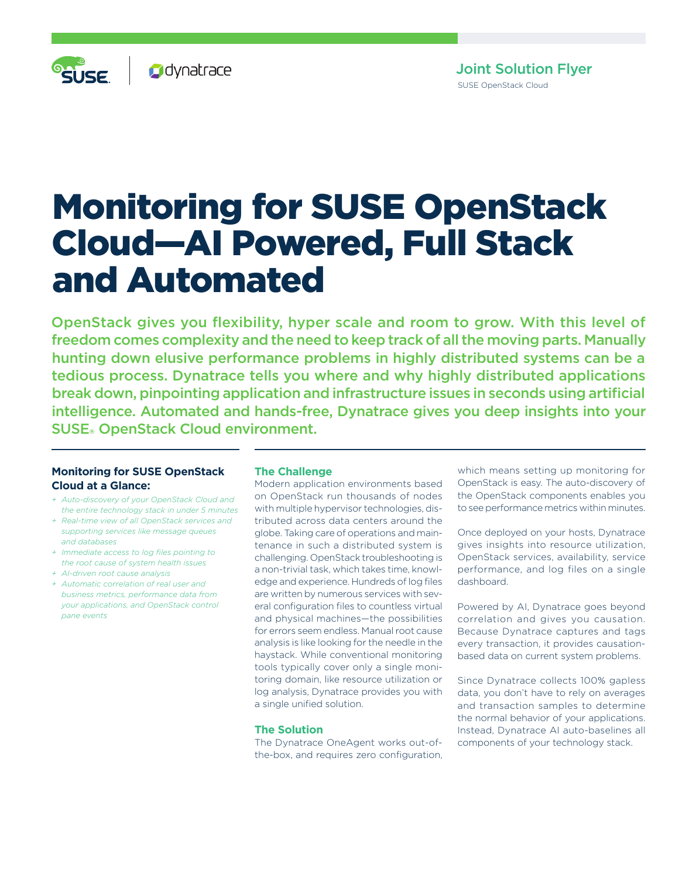Joint Solution Flyer

SUSE OpenStack Cloud

# Monitoring for SUSE OpenStack Cloud—AI Powered, Full Stack and Automated

OpenStack gives you flexibility, hyper scale and room to grow. With this level of freedom comes complexity and the need to keep track of all the moving parts. Manually hunting down elusive performance problems in highly distributed systems can be a tedious process. Dynatrace tells you where and why highly distributed applications break down, pinpointing application and infrastructure issues in seconds using artificial intelligence. Automated and hands-free, Dynatrace gives you deep insights into your SUSE® OpenStack Cloud environment.

### Monitoring for SUSE OpenStack Cloud at a Glance:

+ *Auto-discovery of your OpenStack Cloud and the entire technology stack in under 5 minutes*
+ *Real-time view of all OpenStack services and supporting services like message queues and databases*
+ *Immediate access to log files pointing to the root cause of system health issues*
+ *AI-driven root cause analysis*
+ *Automatic correlation of real user and business metrics, performance data from your applications, and OpenStack control pane events*

### The Challenge

Modern application environments based on OpenStack run thousands of nodes with multiple hypervisor technologies, distributed across data centers around the globe. Taking care of operations and maintenance in such a distributed system is challenging. OpenStack troubleshooting is a non-trivial task, which takes time, knowledge and experience. Hundreds of log files are written by numerous services with several configuration files to countless virtual and physical machines—the possibilities for errors seem endless. Manual root cause analysis is like looking for the needle in the haystack. While conventional monitoring tools typically cover only a single monitoring domain, like resource utilization or log analysis, Dynatrace provides you with a single unified solution.

### The Solution

The Dynatrace OneAgent works out-of-the-box, and requires zero configuration, which means setting up monitoring for OpenStack is easy. The auto-discovery of the OpenStack components enables you to see performance metrics within minutes.

Once deployed on your hosts, Dynatrace gives insights into resource utilization, OpenStack services, availability, service performance, and log files on a single dashboard.

Powered by AI, Dynatrace goes beyond correlation and gives you causation. Because Dynatrace captures and tags every transaction, it provides causation-based data on current system problems.

Since Dynatrace collects 100% gapless data, you don't have to rely on averages and transaction samples to determine the normal behavior of your applications. Instead, Dynatrace AI auto-baselines all components of your technology stack.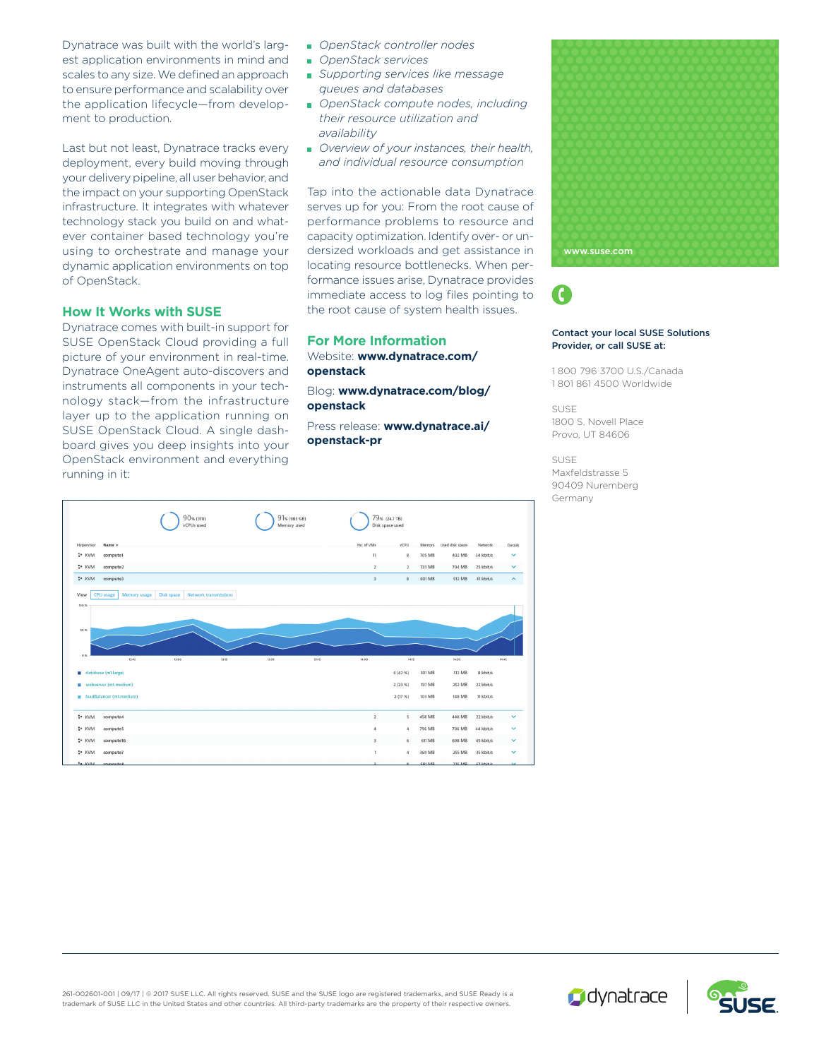Dynatrace was built with the world's largest application environments in mind and scales to any size. We defined an approach to ensure performance and scalability over the application lifecycle—from development to production.

Last but not least, Dynatrace tracks every deployment, every build moving through your delivery pipeline, all user behavior, and the impact on your supporting OpenStack infrastructure. It integrates with whatever technology stack you build on and whatever container based technology you're using to orchestrate and manage your dynamic application environments on top of OpenStack.

## How It Works with SUSE

Dynatrace comes with built-in support for SUSE OpenStack Cloud providing a full picture of your environment in real-time. Dynatrace OneAgent auto-discovers and instruments all components in your technology stack—from the infrastructure layer up to the application running on SUSE OpenStack Cloud. A single dashboard gives you deep insights into your OpenStack environment and everything running in it:

- *OpenStack controller nodes*
- *OpenStack services*
- *Supporting services like message queues and databases*
- *OpenStack compute nodes, including their resource utilization and availability*
- *Overview of your instances, their health, and individual resource consumption*

Tap into the actionable data Dynatrace serves up for you: From the root cause of performance problems to resource and capacity optimization. Identify over- or undersized workloads and get assistance in locating resource bottlenecks. When performance issues arise, Dynatrace provides immediate access to log files pointing to the root cause of system health issues.

## For More Information

Website: **www.dynatrace.com/openstack**

Blog: **www.dynatrace.com/blog/openstack**

Press release: **www.dynatrace.ai/openstack-pr**

www.suse.com

**Contact your local SUSE Solutions Provider, or call SUSE at:**

1 800 796 3700 U.S./Canada
1 801 861 4500 Worldwide

SUSE
1800 S. Novell Place
Provo, UT 84606

SUSE
Maxfeldstrasse 5
90409 Nuremberg
Germany

261-002601-001 | 09/17 | © 2017 SUSE LLC. All rights reserved. SUSE and the SUSE logo are registered trademarks, and SUSE Ready is a trademark of SUSE LLC in the United States and other countries. All third-party trademarks are the property of their respective owners.